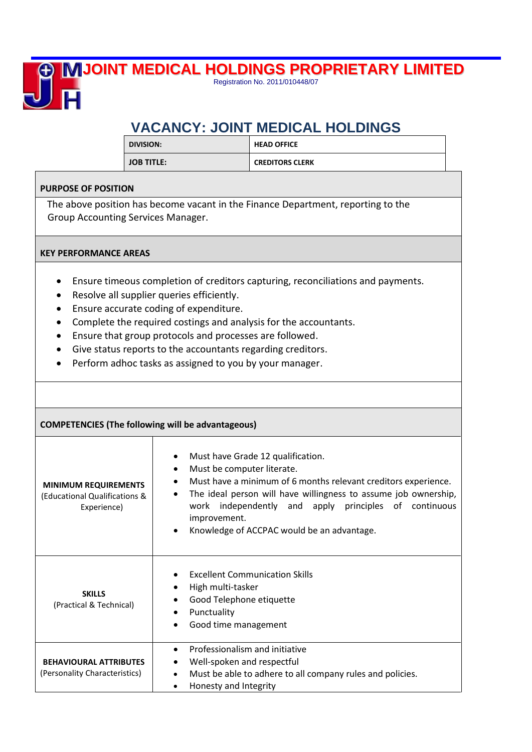# JOINT MEDICAL HOLDINGS PROPRIETARY LIMITED

Registration No. 2011/010448/07

## VACANCY: JOINT MEDICAL HOLDINGS

| DIVISION: | HEAD OFFICE |
|---|---|
| JOB TITLE: | CREDITORS CLERK |

### PURPOSE OF POSITION

The above position has become vacant in the Finance Department, reporting to the Group Accounting Services Manager.

### KEY PERFORMANCE AREAS

- Ensure timeous completion of creditors capturing, reconciliations and payments.
- Resolve all supplier queries efficiently.
- Ensure accurate coding of expenditure.
- Complete the required costings and analysis for the accountants.
- Ensure that group protocols and processes are followed.
- Give status reports to the accountants regarding creditors.
- Perform adhoc tasks as assigned to you by your manager.

### COMPETENCIES (The following will be advantageous)

| | |
|---|---|
| **MINIMUM REQUIREMENTS** (Educational Qualifications & Experience) | • Must have Grade 12 qualification.<br>• Must be computer literate.<br>• Must have a minimum of 6 months relevant creditors experience.<br>• The ideal person will have willingness to assume job ownership, work independently and apply principles of continuous improvement.<br>• Knowledge of ACCPAC would be an advantage. |
| **SKILLS** (Practical & Technical) | • Excellent Communication Skills<br>• High multi-tasker<br>• Good Telephone etiquette<br>• Punctuality<br>• Good time management |
| **BEHAVIOURAL ATTRIBUTES** (Personality Characteristics) | • Professionalism and initiative<br>• Well-spoken and respectful<br>• Must be able to adhere to all company rules and policies.<br>• Honesty and Integrity |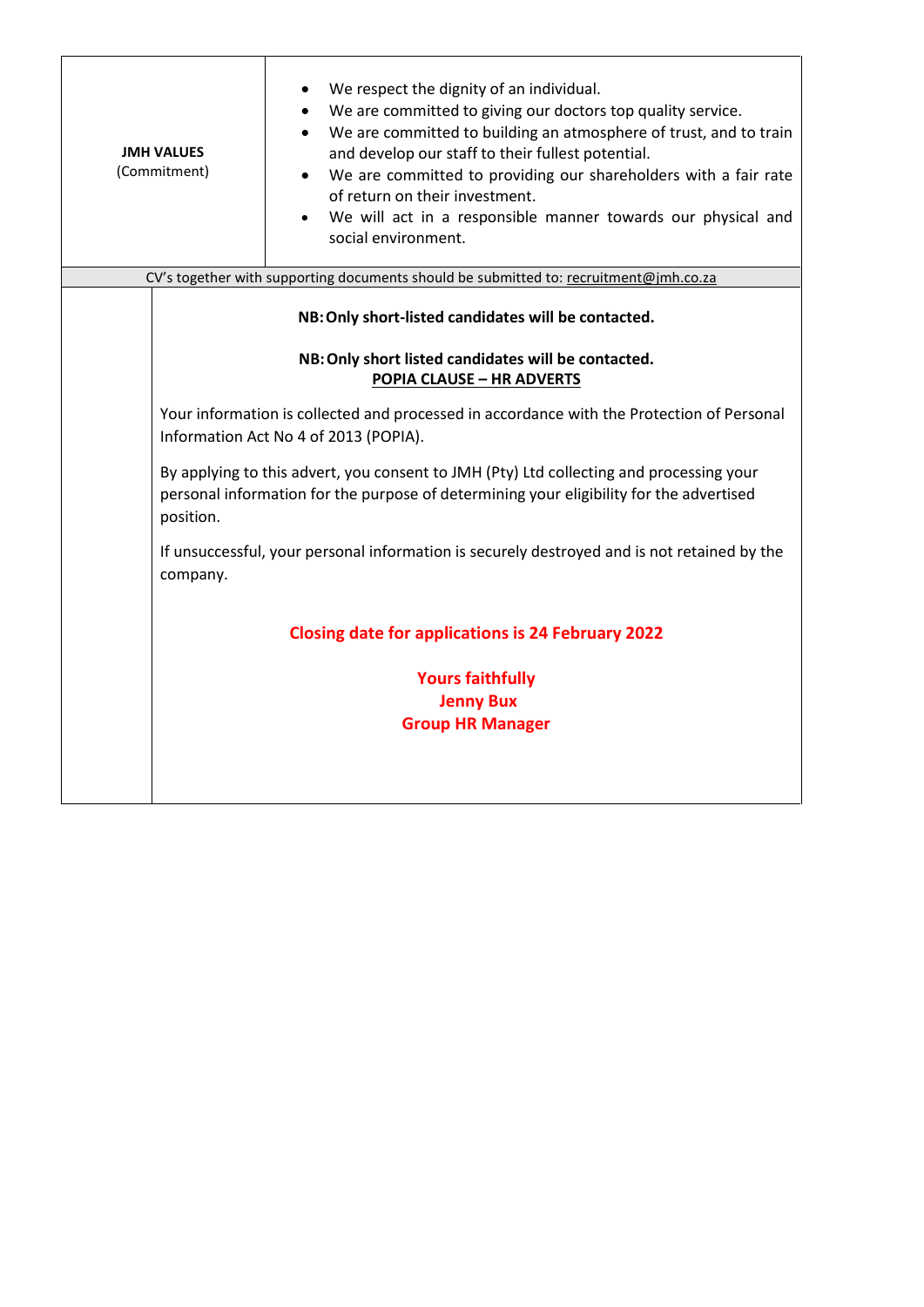| | |
|---|---|
| **JMH VALUES**<br>(Commitment) | • We respect the dignity of an individual.<br>• We are committed to giving our doctors top quality service.<br>• We are committed to building an atmosphere of trust, and to train and develop our staff to their fullest potential.<br>• We are committed to providing our shareholders with a fair rate of return on their investment.<br>• We will act in a responsible manner towards our physical and social environment. |

CV's together with supporting documents should be submitted to: recruitment@jmh.co.za

**NB: Only short-listed candidates will be contacted.**

**NB: Only short listed candidates will be contacted.**

**POPIA CLAUSE – HR ADVERTS**

Your information is collected and processed in accordance with the Protection of Personal Information Act No 4 of 2013 (POPIA).

By applying to this advert, you consent to JMH (Pty) Ltd collecting and processing your personal information for the purpose of determining your eligibility for the advertised position.

If unsuccessful, your personal information is securely destroyed and is not retained by the company.

**Closing date for applications is 24 February 2022**

**Yours faithfully**
**Jenny Bux**
**Group HR Manager**